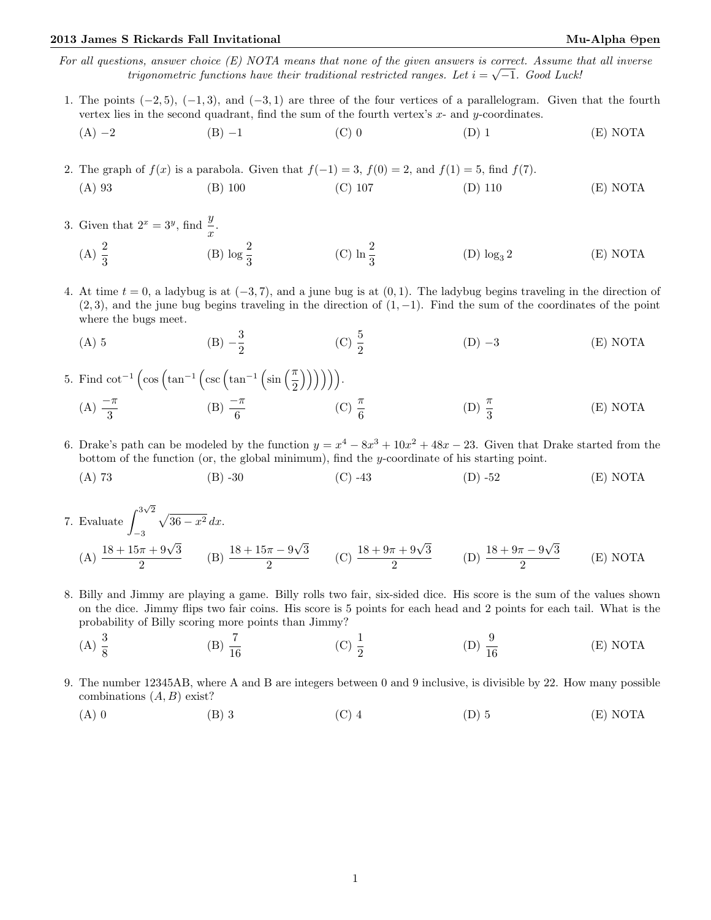**2013 James S Rickards Fall Invitational** **Mu-Alpha Θpen**

*For all questions, answer choice (E) NOTA means that none of the given answers is correct. Assume that all inverse trigonometric functions have their traditional restricted ranges. Let $i = \sqrt{-1}$. Good Luck!*

1. The points $(-2, 5)$, $(-1, 3)$, and $(-3, 1)$ are three of the four vertices of a parallelogram. Given that the fourth vertex lies in the second quadrant, find the sum of the fourth vertex's $x$- and $y$-coordinates.

   (A) $-2$ (B) $-1$ (C) $0$ (D) $1$ (E) NOTA

2. The graph of $f(x)$ is a parabola. Given that $f(-1) = 3$, $f(0) = 2$, and $f(1) = 5$, find $f(7)$.

   (A) 93 (B) 100 (C) 107 (D) 110 (E) NOTA

3. Given that $2^x = 3^y$, find $\dfrac{y}{x}$.

   (A) $\dfrac{2}{3}$ (B) $\log \dfrac{2}{3}$ (C) $\ln \dfrac{2}{3}$ (D) $\log_3 2$ (E) NOTA

4. At time $t = 0$, a ladybug is at $(-3, 7)$, and a june bug is at $(0, 1)$. The ladybug begins traveling in the direction of $(2, 3)$, and the june bug begins traveling in the direction of $(1, -1)$. Find the sum of the coordinates of the point where the bugs meet.

   (A) 5 (B) $-\dfrac{3}{2}$ (C) $\dfrac{5}{2}$ (D) $-3$ (E) NOTA

5. Find $\cot^{-1}\left(\cos\left(\tan^{-1}\left(\csc\left(\tan^{-1}\left(\sin\left(\frac{\pi}{2}\right)\right)\right)\right)\right)\right)$.

   (A) $\dfrac{-\pi}{3}$ (B) $\dfrac{-\pi}{6}$ (C) $\dfrac{\pi}{6}$ (D) $\dfrac{\pi}{3}$ (E) NOTA

6. Drake's path can be modeled by the function $y = x^4 - 8x^3 + 10x^2 + 48x - 23$. Given that Drake started from the bottom of the function (or, the global minimum), find the $y$-coordinate of his starting point.

   (A) 73 (B) -30 (C) -43 (D) -52 (E) NOTA

7. Evaluate $\displaystyle\int_{-3}^{3\sqrt{2}} \sqrt{36 - x^2}\, dx$.

   (A) $\dfrac{18 + 15\pi + 9\sqrt{3}}{2}$ (B) $\dfrac{18 + 15\pi - 9\sqrt{3}}{2}$ (C) $\dfrac{18 + 9\pi + 9\sqrt{3}}{2}$ (D) $\dfrac{18 + 9\pi - 9\sqrt{3}}{2}$ (E) NOTA

8. Billy and Jimmy are playing a game. Billy rolls two fair, six-sided dice. His score is the sum of the values shown on the dice. Jimmy flips two fair coins. His score is 5 points for each head and 2 points for each tail. What is the probability of Billy scoring more points than Jimmy?

   (A) $\dfrac{3}{8}$ (B) $\dfrac{7}{16}$ (C) $\dfrac{1}{2}$ (D) $\dfrac{9}{16}$ (E) NOTA

9. The number 12345AB, where A and B are integers between 0 and 9 inclusive, is divisible by 22. How many possible combinations $(A, B)$ exist?

   (A) 0 (B) 3 (C) 4 (D) 5 (E) NOTA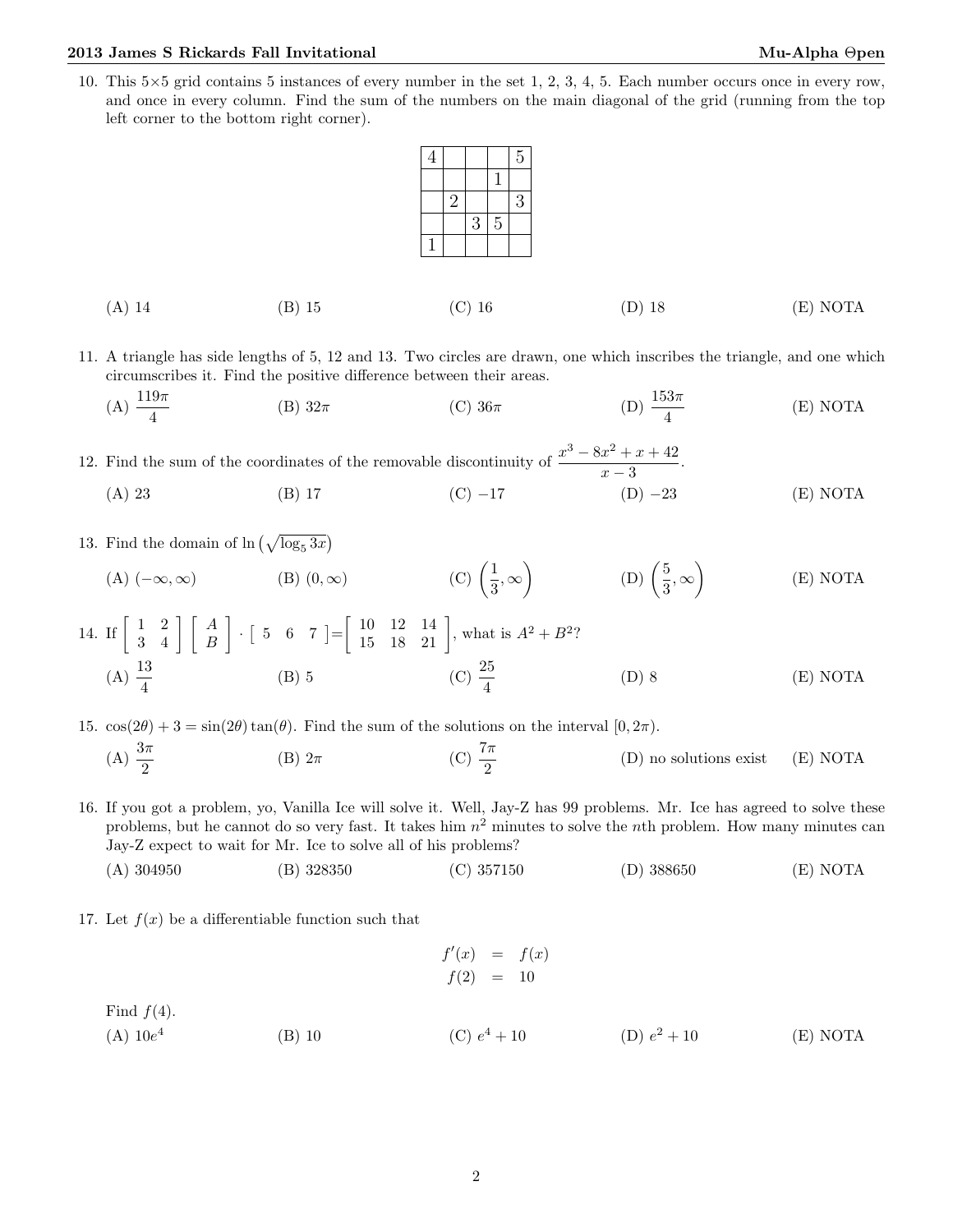10. This 5×5 grid contains 5 instances of every number in the set 1, 2, 3, 4, 5. Each number occurs once in every row, and once in every column. Find the sum of the numbers on the main diagonal of the grid (running from the top left corner to the bottom right corner).

| | | | | |
|---|---|---|---|---|
| 4 | | | | 5 |
| | | | 1 | |
| | 2 | | | 3 |
| | | 3 | 5 | |
| 1 | | | | |

(A) 14 (B) 15 (C) 16 (D) 18 (E) NOTA

11. A triangle has side lengths of 5, 12 and 13. Two circles are drawn, one which inscribes the triangle, and one which circumscribes it. Find the positive difference between their areas.

(A) $\frac{119\pi}{4}$ (B) $32\pi$ (C) $36\pi$ (D) $\frac{153\pi}{4}$ (E) NOTA

12. Find the sum of the coordinates of the removable discontinuity of $\frac{x^3 - 8x^2 + x + 42}{x - 3}$.

(A) 23 (B) 17 (C) $-17$ (D) $-23$ (E) NOTA

13. Find the domain of $\ln\left(\sqrt{\log_5 3x}\right)$

(A) $(-\infty, \infty)$ (B) $(0, \infty)$ (C) $\left(\frac{1}{3}, \infty\right)$ (D) $\left(\frac{5}{3}, \infty\right)$ (E) NOTA

14. If $\begin{bmatrix} 1 & 2 \\ 3 & 4 \end{bmatrix} \begin{bmatrix} A \\ B \end{bmatrix} \cdot \begin{bmatrix} 5 & 6 & 7 \end{bmatrix} = \begin{bmatrix} 10 & 12 & 14 \\ 15 & 18 & 21 \end{bmatrix}$, what is $A^2 + B^2$?

(A) $\frac{13}{4}$ (B) 5 (C) $\frac{25}{4}$ (D) 8 (E) NOTA

15. $\cos(2\theta) + 3 = \sin(2\theta)\tan(\theta)$. Find the sum of the solutions on the interval $[0, 2\pi)$.

(A) $\frac{3\pi}{2}$ (B) $2\pi$ (C) $\frac{7\pi}{2}$ (D) no solutions exist (E) NOTA

16. If you got a problem, yo, Vanilla Ice will solve it. Well, Jay-Z has 99 problems. Mr. Ice has agreed to solve these problems, but he cannot do so very fast. It takes him $n^2$ minutes to solve the $n$th problem. How many minutes can Jay-Z expect to wait for Mr. Ice to solve all of his problems?

(A) 304950 (B) 328350 (C) 357150 (D) 388650 (E) NOTA

17. Let $f(x)$ be a differentiable function such that

$$\begin{aligned} f'(x) &= f(x) \\ f(2) &= 10 \end{aligned}$$

Find $f(4)$.

(A) $10e^4$ (B) 10 (C) $e^4 + 10$ (D) $e^2 + 10$ (E) NOTA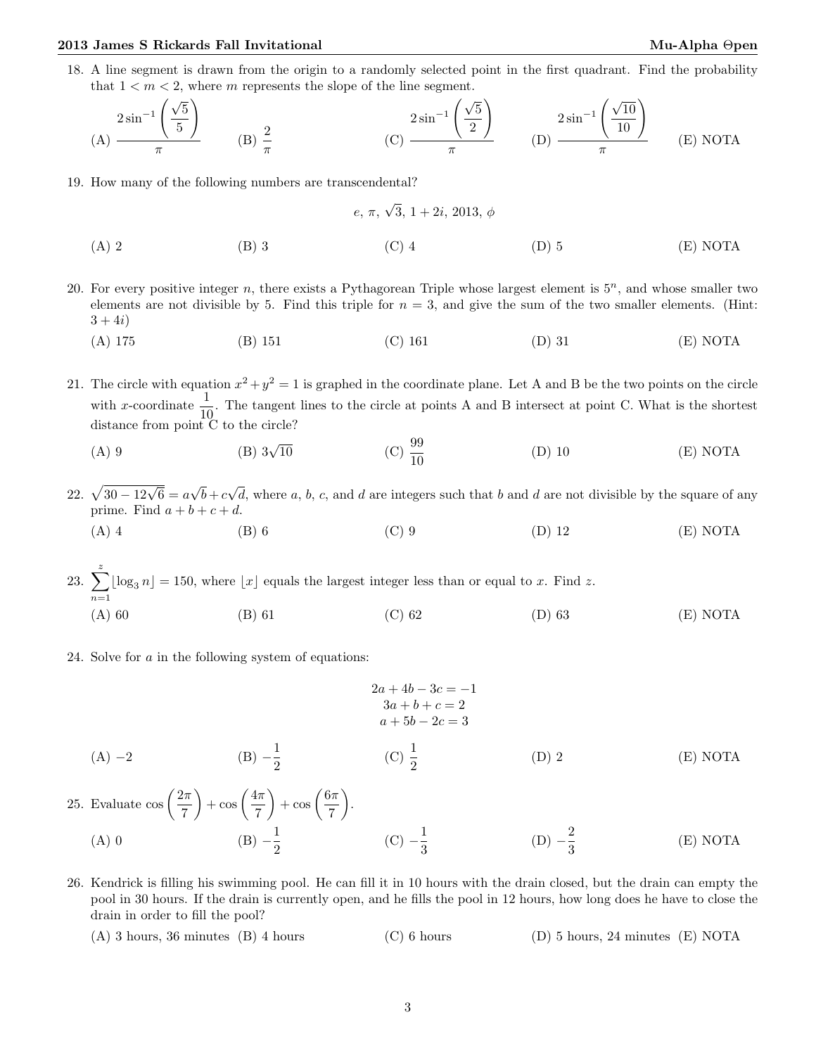18. A line segment is drawn from the origin to a randomly selected point in the first quadrant. Find the probability that $1 < m < 2$, where $m$ represents the slope of the line segment.

    (A) $\dfrac{2\sin^{-1}\left(\frac{\sqrt{5}}{5}\right)}{\pi}$ (B) $\dfrac{2}{\pi}$ (C) $\dfrac{2\sin^{-1}\left(\frac{\sqrt{5}}{2}\right)}{\pi}$ (D) $\dfrac{2\sin^{-1}\left(\frac{\sqrt{10}}{10}\right)}{\pi}$ (E) NOTA

19. How many of the following numbers are transcendental?

    $$e,\ \pi,\ \sqrt{3},\ 1+2i,\ 2013,\ \phi$$

    (A) 2 (B) 3 (C) 4 (D) 5 (E) NOTA

20. For every positive integer $n$, there exists a Pythagorean Triple whose largest element is $5^n$, and whose smaller two elements are not divisible by 5. Find this triple for $n = 3$, and give the sum of the two smaller elements. (Hint: $3 + 4i$)

    (A) 175 (B) 151 (C) 161 (D) 31 (E) NOTA

21. The circle with equation $x^2 + y^2 = 1$ is graphed in the coordinate plane. Let A and B be the two points on the circle with $x$-coordinate $\frac{1}{10}$. The tangent lines to the circle at points A and B intersect at point C. What is the shortest distance from point C to the circle?

    (A) 9 (B) $3\sqrt{10}$ (C) $\dfrac{99}{10}$ (D) 10 (E) NOTA

22. $\sqrt{30 - 12\sqrt{6}} = a\sqrt{b} + c\sqrt{d}$, where $a$, $b$, $c$, and $d$ are integers such that $b$ and $d$ are not divisible by the square of any prime. Find $a + b + c + d$.

    (A) 4 (B) 6 (C) 9 (D) 12 (E) NOTA

23. $\displaystyle\sum_{n=1}^{z} \lfloor \log_3 n \rfloor = 150$, where $\lfloor x \rfloor$ equals the largest integer less than or equal to $x$. Find $z$.

    (A) 60 (B) 61 (C) 62 (D) 63 (E) NOTA

24. Solve for $a$ in the following system of equations:

    $$2a + 4b - 3c = -1$$
    $$3a + b + c = 2$$
    $$a + 5b - 2c = 3$$

    (A) $-2$ (B) $-\dfrac{1}{2}$ (C) $\dfrac{1}{2}$ (D) 2 (E) NOTA

25. Evaluate $\cos\left(\dfrac{2\pi}{7}\right) + \cos\left(\dfrac{4\pi}{7}\right) + \cos\left(\dfrac{6\pi}{7}\right)$.

    (A) 0 (B) $-\dfrac{1}{2}$ (C) $-\dfrac{1}{3}$ (D) $-\dfrac{2}{3}$ (E) NOTA

26. Kendrick is filling his swimming pool. He can fill it in 10 hours with the drain closed, but the drain can empty the pool in 30 hours. If the drain is currently open, and he fills the pool in 12 hours, how long does he have to close the drain in order to fill the pool?

    (A) 3 hours, 36 minutes (B) 4 hours (C) 6 hours (D) 5 hours, 24 minutes (E) NOTA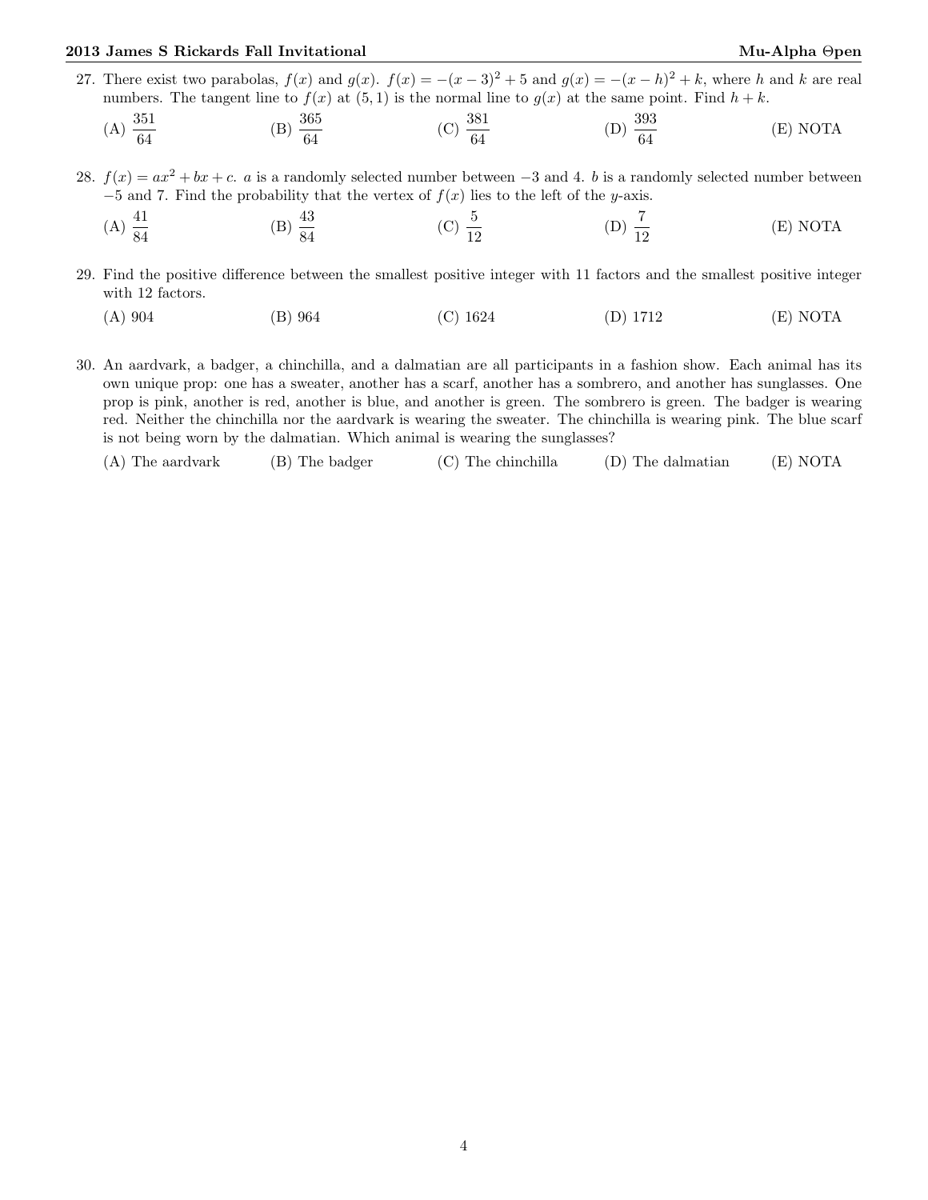27. There exist two parabolas, $f(x)$ and $g(x)$. $f(x) = -(x-3)^2 + 5$ and $g(x) = -(x-h)^2 + k$, where $h$ and $k$ are real numbers. The tangent line to $f(x)$ at $(5, 1)$ is the normal line to $g(x)$ at the same point. Find $h + k$.

(A) $\frac{351}{64}$ (B) $\frac{365}{64}$ (C) $\frac{381}{64}$ (D) $\frac{393}{64}$ (E) NOTA

28. $f(x) = ax^2 + bx + c$. $a$ is a randomly selected number between $-3$ and 4. $b$ is a randomly selected number between $-5$ and 7. Find the probability that the vertex of $f(x)$ lies to the left of the $y$-axis.

(A) $\frac{41}{84}$ (B) $\frac{43}{84}$ (C) $\frac{5}{12}$ (D) $\frac{7}{12}$ (E) NOTA

29. Find the positive difference between the smallest positive integer with 11 factors and the smallest positive integer with 12 factors.

(A) 904 (B) 964 (C) 1624 (D) 1712 (E) NOTA

30. An aardvark, a badger, a chinchilla, and a dalmatian are all participants in a fashion show. Each animal has its own unique prop: one has a sweater, another has a scarf, another has a sombrero, and another has sunglasses. One prop is pink, another is red, another is blue, and another is green. The sombrero is green. The badger is wearing red. Neither the chinchilla nor the aardvark is wearing the sweater. The chinchilla is wearing pink. The blue scarf is not being worn by the dalmatian. Which animal is wearing the sunglasses?

(A) The aardvark (B) The badger (C) The chinchilla (D) The dalmatian (E) NOTA